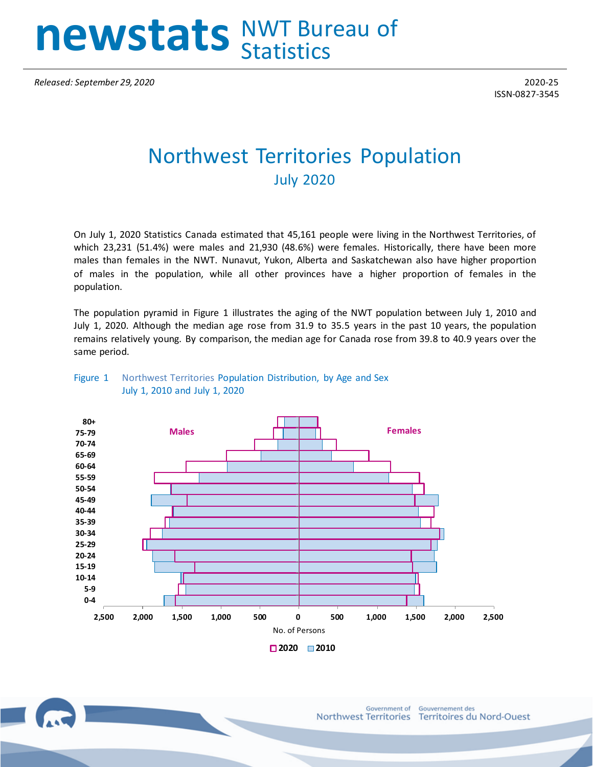# newstats NWT Bureau of Statistics

*Released: September 29, 2020*

2020-25
ISSN-0827-3545

# Northwest Territories Population

## July 2020

On July 1, 2020 Statistics Canada estimated that 45,161 people were living in the Northwest Territories, of which 23,231 (51.4%) were males and 21,930 (48.6%) were females. Historically, there have been more males than females in the NWT. Nunavut, Yukon, Alberta and Saskatchewan also have higher proportion of males in the population, while all other provinces have a higher proportion of females in the population.

The population pyramid in Figure 1 illustrates the aging of the NWT population between July 1, 2010 and July 1, 2020. Although the median age rose from 31.9 to 35.5 years in the past 10 years, the population remains relatively young. By comparison, the median age for Canada rose from 39.8 to 40.9 years over the same period.

Figure 1 Northwest Territories Population Distribution, by Age and Sex
July 1, 2010 and July 1, 2020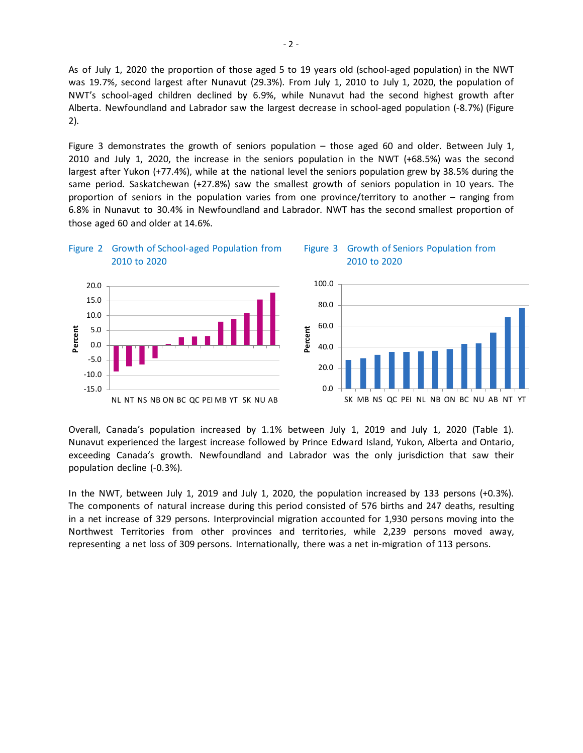As of July 1, 2020 the proportion of those aged 5 to 19 years old (school-aged population) in the NWT was 19.7%, second largest after Nunavut (29.3%). From July 1, 2010 to July 1, 2020, the population of NWT's school-aged children declined by 6.9%, while Nunavut had the second highest growth after Alberta. Newfoundland and Labrador saw the largest decrease in school-aged population (-8.7%) (Figure 2).

Figure 3 demonstrates the growth of seniors population – those aged 60 and older. Between July 1, 2010 and July 1, 2020, the increase in the seniors population in the NWT (+68.5%) was the second largest after Yukon (+77.4%), while at the national level the seniors population grew by 38.5% during the same period. Saskatchewan (+27.8%) saw the smallest growth of seniors population in 10 years. The proportion of seniors in the population varies from one province/territory to another – ranging from 6.8% in Nunavut to 30.4% in Newfoundland and Labrador. NWT has the second smallest proportion of those aged 60 and older at 14.6%.

Figure 2 Growth of School-aged Population from 2010 to 2020

Figure 3 Growth of Seniors Population from 2010 to 2020

Overall, Canada's population increased by 1.1% between July 1, 2019 and July 1, 2020 (Table 1). Nunavut experienced the largest increase followed by Prince Edward Island, Yukon, Alberta and Ontario, exceeding Canada's growth. Newfoundland and Labrador was the only jurisdiction that saw their population decline (-0.3%).

In the NWT, between July 1, 2019 and July 1, 2020, the population increased by 133 persons (+0.3%). The components of natural increase during this period consisted of 576 births and 247 deaths, resulting in a net increase of 329 persons. Interprovincial migration accounted for 1,930 persons moving into the Northwest Territories from other provinces and territories, while 2,239 persons moved away, representing a net loss of 309 persons. Internationally, there was a net in-migration of 113 persons.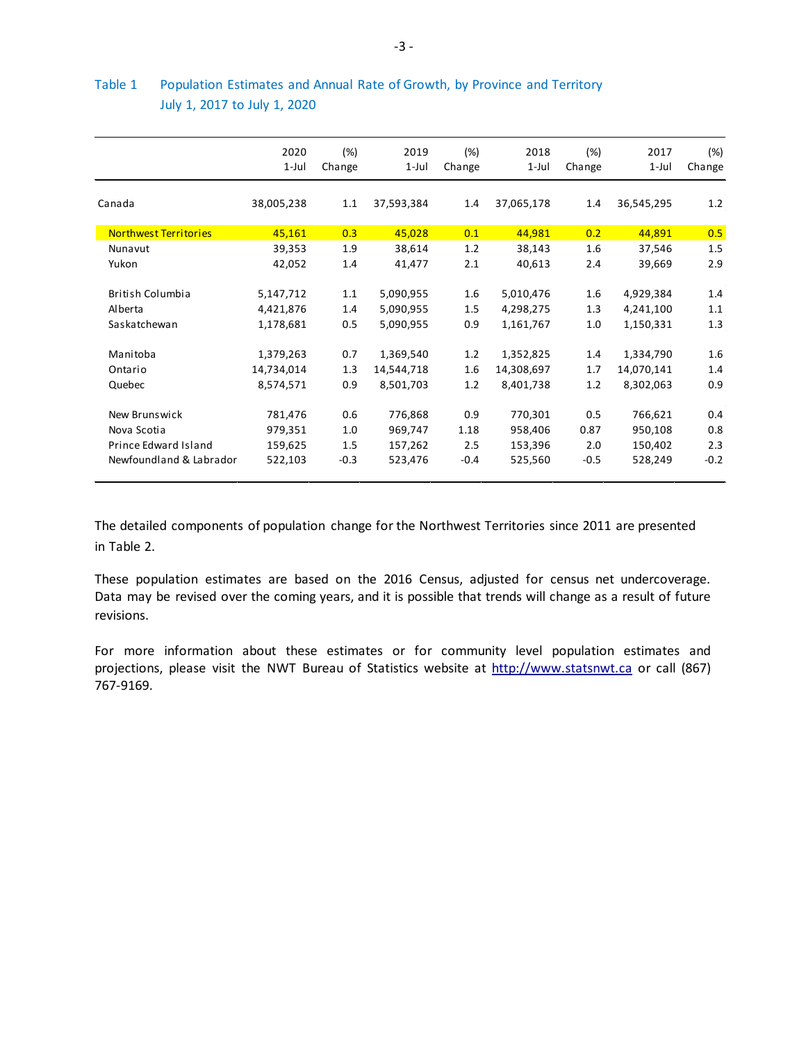## Table 1 Population Estimates and Annual Rate of Growth, by Province and Territory July 1, 2017 to July 1, 2020

| | 2020 1-Jul | (%) Change | 2019 1-Jul | (%) Change | 2018 1-Jul | (%) Change | 2017 1-Jul | (%) Change |
|---|---|---|---|---|---|---|---|---|
| Canada | 38,005,238 | 1.1 | 37,593,384 | 1.4 | 37,065,178 | 1.4 | 36,545,295 | 1.2 |
| Northwest Territories | 45,161 | 0.3 | 45,028 | 0.1 | 44,981 | 0.2 | 44,891 | 0.5 |
| Nunavut | 39,353 | 1.9 | 38,614 | 1.2 | 38,143 | 1.6 | 37,546 | 1.5 |
| Yukon | 42,052 | 1.4 | 41,477 | 2.1 | 40,613 | 2.4 | 39,669 | 2.9 |
| British Columbia | 5,147,712 | 1.1 | 5,090,955 | 1.6 | 5,010,476 | 1.6 | 4,929,384 | 1.4 |
| Alberta | 4,421,876 | 1.4 | 5,090,955 | 1.5 | 4,298,275 | 1.3 | 4,241,100 | 1.1 |
| Saskatchewan | 1,178,681 | 0.5 | 5,090,955 | 0.9 | 1,161,767 | 1.0 | 1,150,331 | 1.3 |
| Manitoba | 1,379,263 | 0.7 | 1,369,540 | 1.2 | 1,352,825 | 1.4 | 1,334,790 | 1.6 |
| Ontario | 14,734,014 | 1.3 | 14,544,718 | 1.6 | 14,308,697 | 1.7 | 14,070,141 | 1.4 |
| Quebec | 8,574,571 | 0.9 | 8,501,703 | 1.2 | 8,401,738 | 1.2 | 8,302,063 | 0.9 |
| New Brunswick | 781,476 | 0.6 | 776,868 | 0.9 | 770,301 | 0.5 | 766,621 | 0.4 |
| Nova Scotia | 979,351 | 1.0 | 969,747 | 1.18 | 958,406 | 0.87 | 950,108 | 0.8 |
| Prince Edward Island | 159,625 | 1.5 | 157,262 | 2.5 | 153,396 | 2.0 | 150,402 | 2.3 |
| Newfoundland & Labrador | 522,103 | -0.3 | 523,476 | -0.4 | 525,560 | -0.5 | 528,249 | -0.2 |

The detailed components of population change for the Northwest Territories since 2011 are presented in Table 2.

These population estimates are based on the 2016 Census, adjusted for census net undercoverage. Data may be revised over the coming years, and it is possible that trends will change as a result of future revisions.

For more information about these estimates or for community level population estimates and projections, please visit the NWT Bureau of Statistics website at [http://www.statsnwt.ca](http://www.statsnwt.ca) or call (867) 767-9169.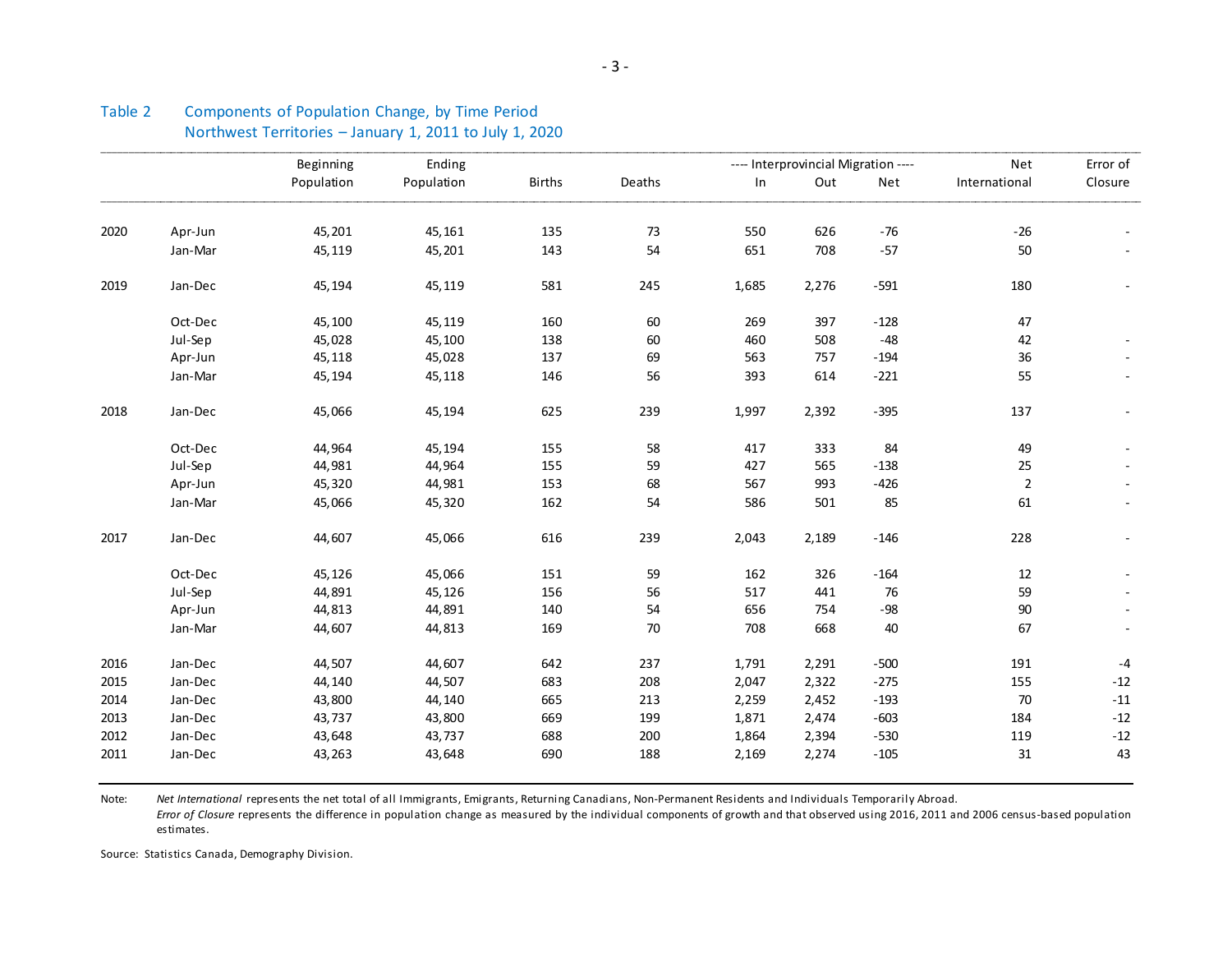## Table 2 Components of Population Change, by Time Period
### Northwest Territories – January 1, 2011 to July 1, 2020

| | | Beginning Population | Ending Population | Births | Deaths | ---- Interprovincial Migration ---- In | Out | Net | Net International | Error of Closure |
|---|---|---|---|---|---|---|---|---|---|---|
| 2020 | Apr-Jun | 45,201 | 45,161 | 135 | 73 | 550 | 626 | -76 | -26 | - |
| | Jan-Mar | 45,119 | 45,201 | 143 | 54 | 651 | 708 | -57 | 50 | - |
| 2019 | Jan-Dec | 45,194 | 45,119 | 581 | 245 | 1,685 | 2,276 | -591 | 180 | - |
| | Oct-Dec | 45,100 | 45,119 | 160 | 60 | 269 | 397 | -128 | 47 | |
| | Jul-Sep | 45,028 | 45,100 | 138 | 60 | 460 | 508 | -48 | 42 | - |
| | Apr-Jun | 45,118 | 45,028 | 137 | 69 | 563 | 757 | -194 | 36 | - |
| | Jan-Mar | 45,194 | 45,118 | 146 | 56 | 393 | 614 | -221 | 55 | - |
| 2018 | Jan-Dec | 45,066 | 45,194 | 625 | 239 | 1,997 | 2,392 | -395 | 137 | - |
| | Oct-Dec | 44,964 | 45,194 | 155 | 58 | 417 | 333 | 84 | 49 | - |
| | Jul-Sep | 44,981 | 44,964 | 155 | 59 | 427 | 565 | -138 | 25 | - |
| | Apr-Jun | 45,320 | 44,981 | 153 | 68 | 567 | 993 | -426 | 2 | - |
| | Jan-Mar | 45,066 | 45,320 | 162 | 54 | 586 | 501 | 85 | 61 | - |
| 2017 | Jan-Dec | 44,607 | 45,066 | 616 | 239 | 2,043 | 2,189 | -146 | 228 | - |
| | Oct-Dec | 45,126 | 45,066 | 151 | 59 | 162 | 326 | -164 | 12 | - |
| | Jul-Sep | 44,891 | 45,126 | 156 | 56 | 517 | 441 | 76 | 59 | - |
| | Apr-Jun | 44,813 | 44,891 | 140 | 54 | 656 | 754 | -98 | 90 | - |
| | Jan-Mar | 44,607 | 44,813 | 169 | 70 | 708 | 668 | 40 | 67 | - |
| 2016 | Jan-Dec | 44,507 | 44,607 | 642 | 237 | 1,791 | 2,291 | -500 | 191 | -4 |
| 2015 | Jan-Dec | 44,140 | 44,507 | 683 | 208 | 2,047 | 2,322 | -275 | 155 | -12 |
| 2014 | Jan-Dec | 43,800 | 44,140 | 665 | 213 | 2,259 | 2,452 | -193 | 70 | -11 |
| 2013 | Jan-Dec | 43,737 | 43,800 | 669 | 199 | 1,871 | 2,474 | -603 | 184 | -12 |
| 2012 | Jan-Dec | 43,648 | 43,737 | 688 | 200 | 1,864 | 2,394 | -530 | 119 | -12 |
| 2011 | Jan-Dec | 43,263 | 43,648 | 690 | 188 | 2,169 | 2,274 | -105 | 31 | 43 |

Note: *Net International* represents the net total of all Immigrants, Emigrants, Returning Canadians, Non-Permanent Residents and Individuals Temporarily Abroad.
*Error of Closure* represents the difference in population change as measured by the individual components of growth and that observed using 2016, 2011 and 2006 census-based population estimates.

Source: Statistics Canada, Demography Division.